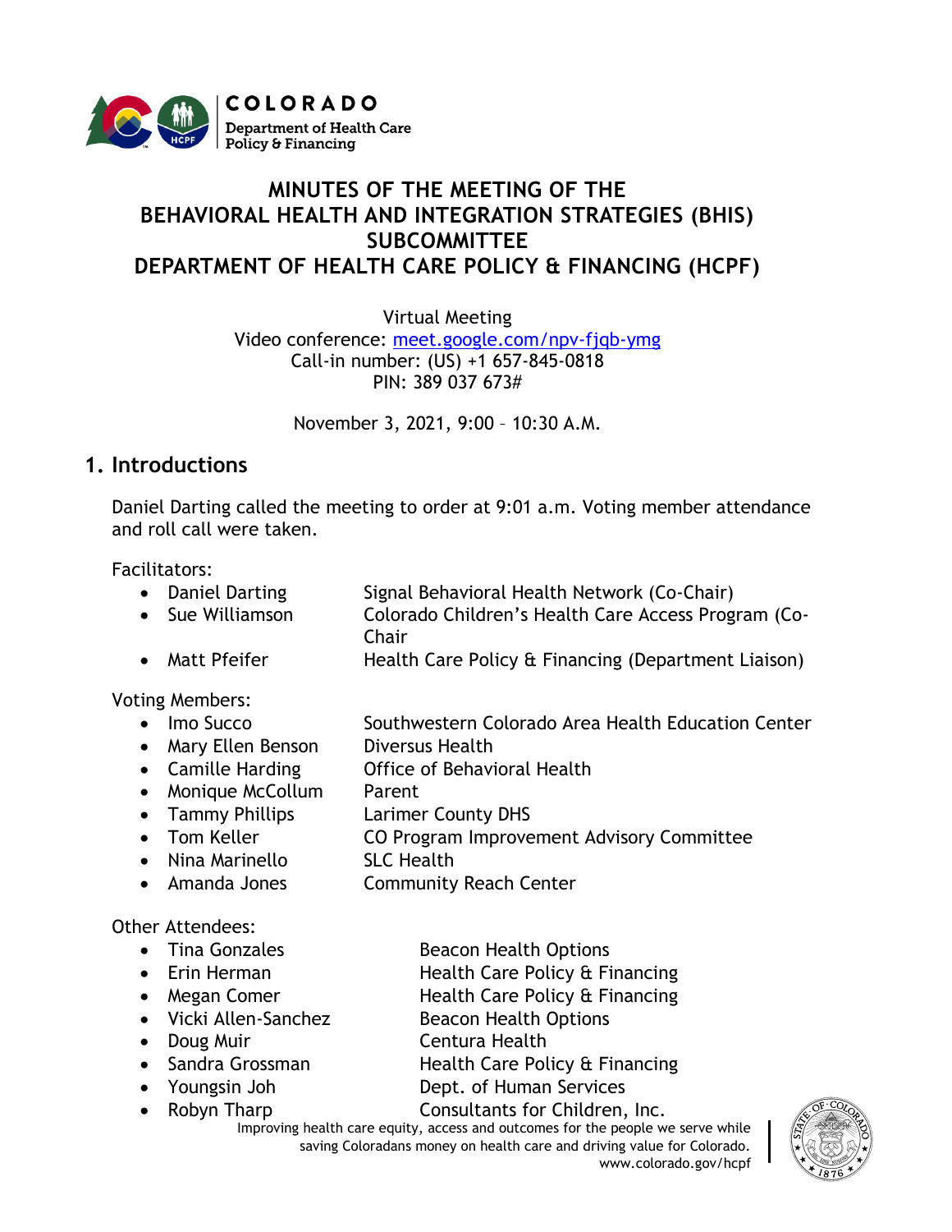# MINUTES OF THE MEETING OF THE BEHAVIORAL HEALTH AND INTEGRATION STRATEGIES (BHIS) SUBCOMMITTEE DEPARTMENT OF HEALTH CARE POLICY & FINANCING (HCPF)

Virtual Meeting
Video conference: meet.google.com/npv-fjqb-ymg
Call-in number: (US) +1 657-845-0818
PIN: 389 037 673#

November 3, 2021, 9:00 – 10:30 A.M.

## 1. Introductions

Daniel Darting called the meeting to order at 9:01 a.m. Voting member attendance and roll call were taken.

Facilitators:

- Daniel Darting — Signal Behavioral Health Network (Co-Chair)
- Sue Williamson — Colorado Children's Health Care Access Program (Co-Chair
- Matt Pfeifer — Health Care Policy & Financing (Department Liaison)

Voting Members:

- Imo Succo — Southwestern Colorado Area Health Education Center
- Mary Ellen Benson — Diversus Health
- Camille Harding — Office of Behavioral Health
- Monique McCollum — Parent
- Tammy Phillips — Larimer County DHS
- Tom Keller — CO Program Improvement Advisory Committee
- Nina Marinello — SLC Health
- Amanda Jones — Community Reach Center

Other Attendees:

- Tina Gonzales — Beacon Health Options
- Erin Herman — Health Care Policy & Financing
- Megan Comer — Health Care Policy & Financing
- Vicki Allen-Sanchez — Beacon Health Options
- Doug Muir — Centura Health
- Sandra Grossman — Health Care Policy & Financing
- Youngsin Joh — Dept. of Human Services
- Robyn Tharp — Consultants for Children, Inc.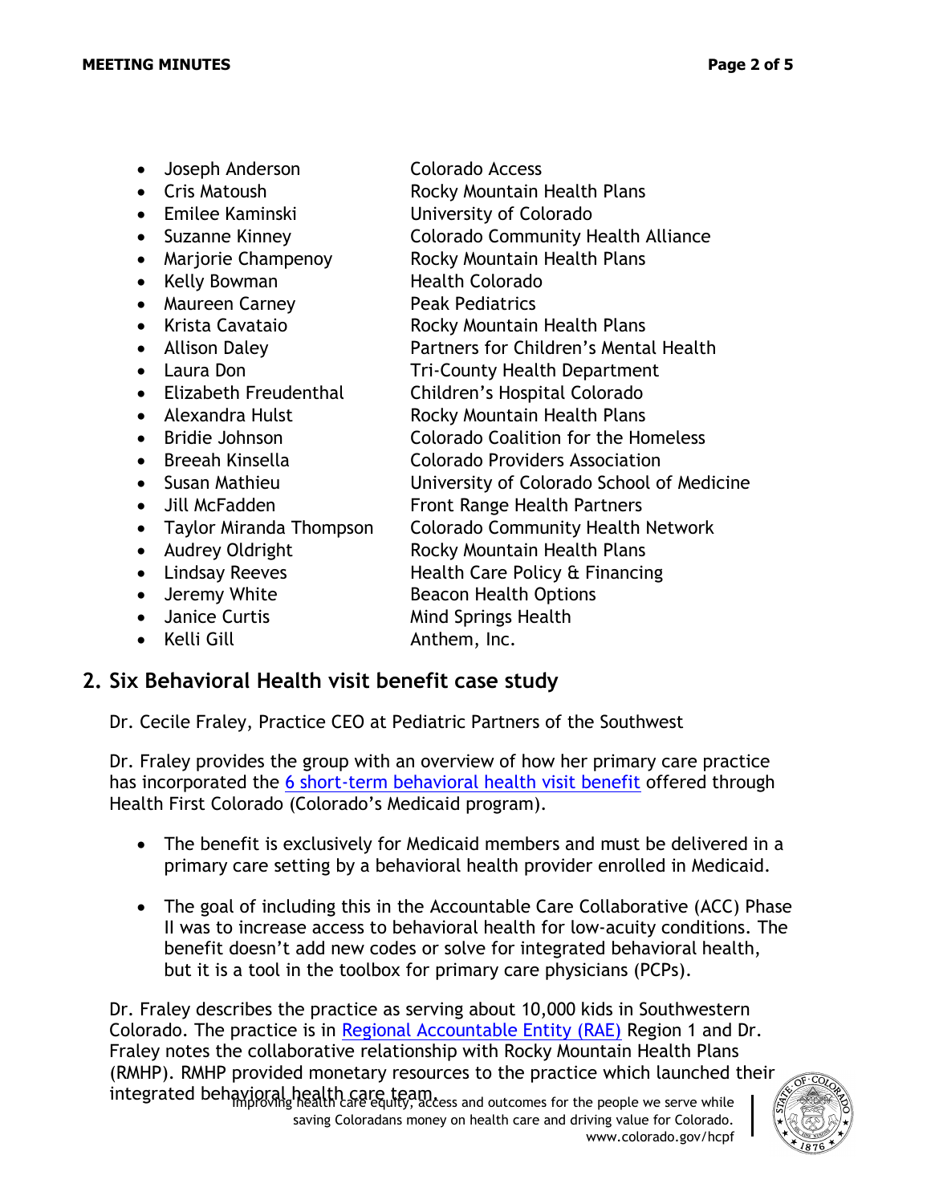- Joseph Anderson — Colorado Access
- Cris Matoush — Rocky Mountain Health Plans
- Emilee Kaminski — University of Colorado
- Suzanne Kinney — Colorado Community Health Alliance
- Marjorie Champenoy — Rocky Mountain Health Plans
- Kelly Bowman — Health Colorado
- Maureen Carney — Peak Pediatrics
- Krista Cavataio — Rocky Mountain Health Plans
- Allison Daley — Partners for Children's Mental Health
- Laura Don — Tri-County Health Department
- Elizabeth Freudenthal — Children's Hospital Colorado
- Alexandra Hulst — Rocky Mountain Health Plans
- Bridie Johnson — Colorado Coalition for the Homeless
- Breeah Kinsella — Colorado Providers Association
- Susan Mathieu — University of Colorado School of Medicine
- Jill McFadden — Front Range Health Partners
- Taylor Miranda Thompson — Colorado Community Health Network
- Audrey Oldright — Rocky Mountain Health Plans
- Lindsay Reeves — Health Care Policy & Financing
- Jeremy White — Beacon Health Options
- Janice Curtis — Mind Springs Health
- Kelli Gill — Anthem, Inc.

## 2. Six Behavioral Health visit benefit case study

Dr. Cecile Fraley, Practice CEO at Pediatric Partners of the Southwest

Dr. Fraley provides the group with an overview of how her primary care practice has incorporated the 6 short-term behavioral health visit benefit offered through Health First Colorado (Colorado's Medicaid program).

- The benefit is exclusively for Medicaid members and must be delivered in a primary care setting by a behavioral health provider enrolled in Medicaid.
- The goal of including this in the Accountable Care Collaborative (ACC) Phase II was to increase access to behavioral health for low-acuity conditions. The benefit doesn't add new codes or solve for integrated behavioral health, but it is a tool in the toolbox for primary care physicians (PCPs).

Dr. Fraley describes the practice as serving about 10,000 kids in Southwestern Colorado. The practice is in Regional Accountable Entity (RAE) Region 1 and Dr. Fraley notes the collaborative relationship with Rocky Mountain Health Plans (RMHP). RMHP provided monetary resources to the practice which launched their integrated behavioral health care team.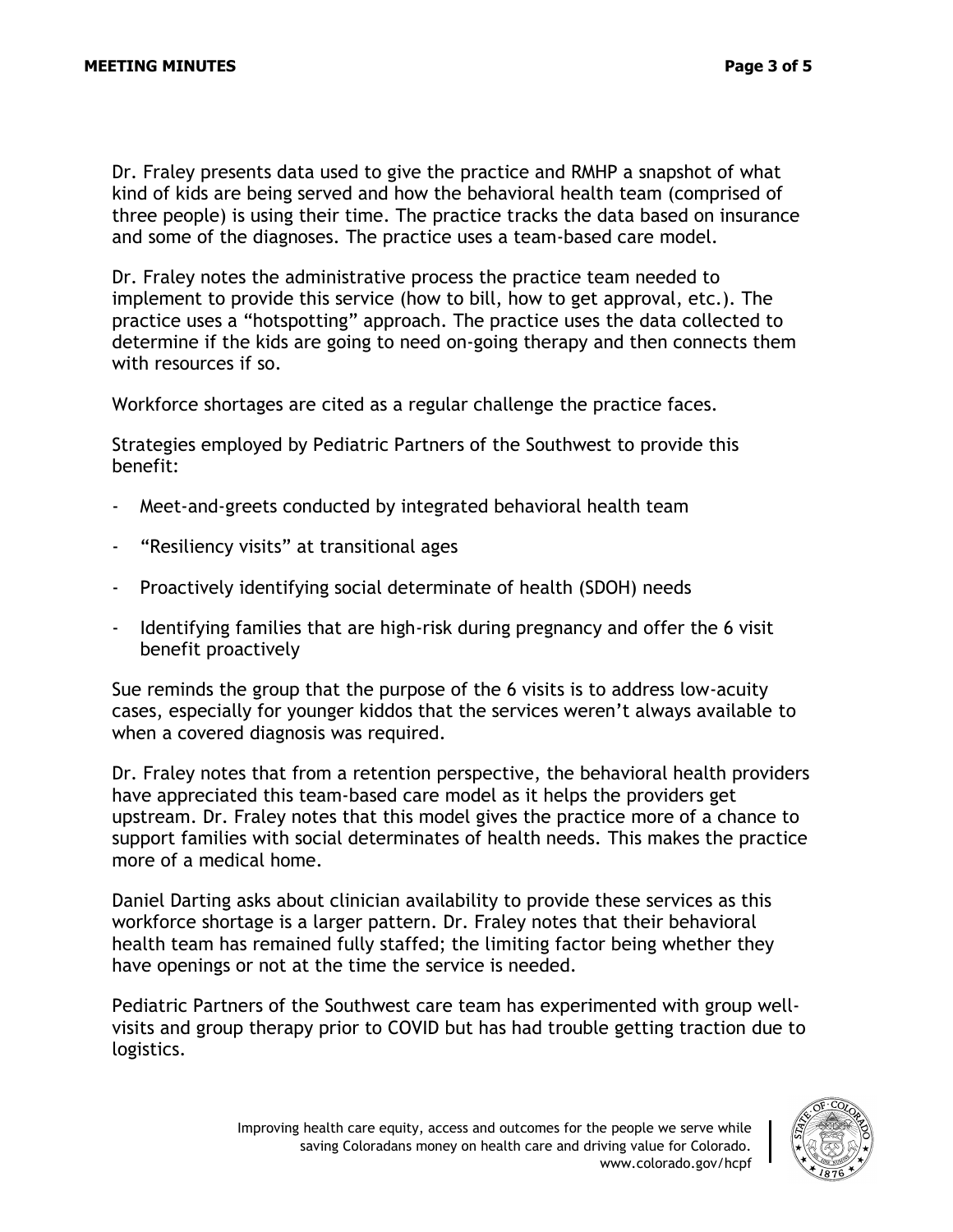Dr. Fraley presents data used to give the practice and RMHP a snapshot of what kind of kids are being served and how the behavioral health team (comprised of three people) is using their time. The practice tracks the data based on insurance and some of the diagnoses. The practice uses a team-based care model.

Dr. Fraley notes the administrative process the practice team needed to implement to provide this service (how to bill, how to get approval, etc.). The practice uses a "hotspotting" approach. The practice uses the data collected to determine if the kids are going to need on-going therapy and then connects them with resources if so.

Workforce shortages are cited as a regular challenge the practice faces.

Strategies employed by Pediatric Partners of the Southwest to provide this benefit:

- Meet-and-greets conducted by integrated behavioral health team
- "Resiliency visits" at transitional ages
- Proactively identifying social determinate of health (SDOH) needs
- Identifying families that are high-risk during pregnancy and offer the 6 visit benefit proactively

Sue reminds the group that the purpose of the 6 visits is to address low-acuity cases, especially for younger kiddos that the services weren't always available to when a covered diagnosis was required.

Dr. Fraley notes that from a retention perspective, the behavioral health providers have appreciated this team-based care model as it helps the providers get upstream. Dr. Fraley notes that this model gives the practice more of a chance to support families with social determinates of health needs. This makes the practice more of a medical home.

Daniel Darting asks about clinician availability to provide these services as this workforce shortage is a larger pattern. Dr. Fraley notes that their behavioral health team has remained fully staffed; the limiting factor being whether they have openings or not at the time the service is needed.

Pediatric Partners of the Southwest care team has experimented with group well-visits and group therapy prior to COVID but has had trouble getting traction due to logistics.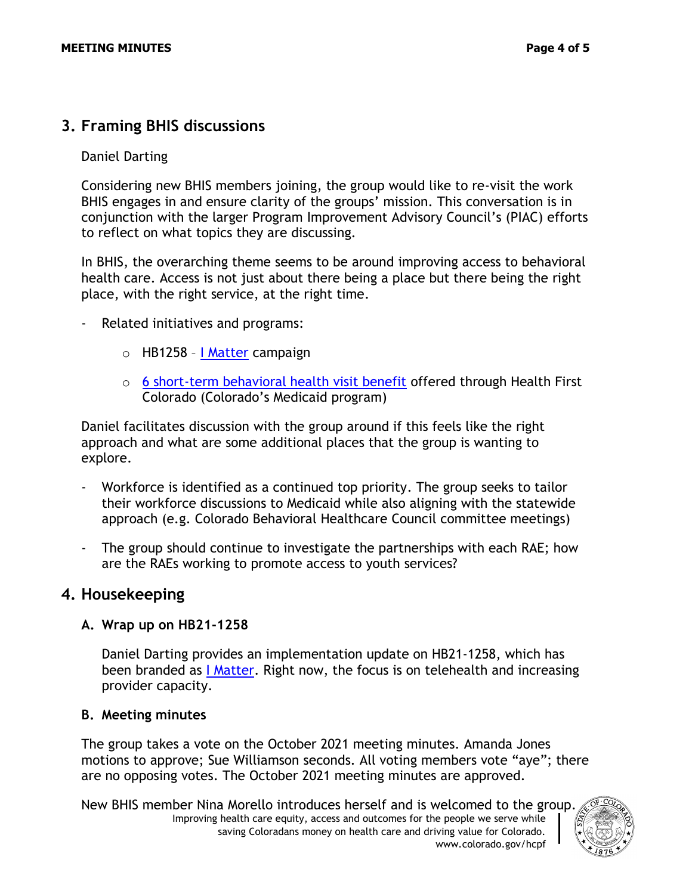## 3. Framing BHIS discussions

Daniel Darting

Considering new BHIS members joining, the group would like to re-visit the work BHIS engages in and ensure clarity of the groups' mission. This conversation is in conjunction with the larger Program Improvement Advisory Council's (PIAC) efforts to reflect on what topics they are discussing.

In BHIS, the overarching theme seems to be around improving access to behavioral health care. Access is not just about there being a place but there being the right place, with the right service, at the right time.

- Related initiatives and programs:
    - HB1258 – I Matter campaign
    - 6 short-term behavioral health visit benefit offered through Health First Colorado (Colorado's Medicaid program)

Daniel facilitates discussion with the group around if this feels like the right approach and what are some additional places that the group is wanting to explore.

- Workforce is identified as a continued top priority. The group seeks to tailor their workforce discussions to Medicaid while also aligning with the statewide approach (e.g. Colorado Behavioral Healthcare Council committee meetings)
- The group should continue to investigate the partnerships with each RAE; how are the RAEs working to promote access to youth services?

## 4. Housekeeping

### A. Wrap up on HB21-1258

Daniel Darting provides an implementation update on HB21-1258, which has been branded as I Matter. Right now, the focus is on telehealth and increasing provider capacity.

### B. Meeting minutes

The group takes a vote on the October 2021 meeting minutes. Amanda Jones motions to approve; Sue Williamson seconds. All voting members vote "aye"; there are no opposing votes. The October 2021 meeting minutes are approved.

New BHIS member Nina Morello introduces herself and is welcomed to the group.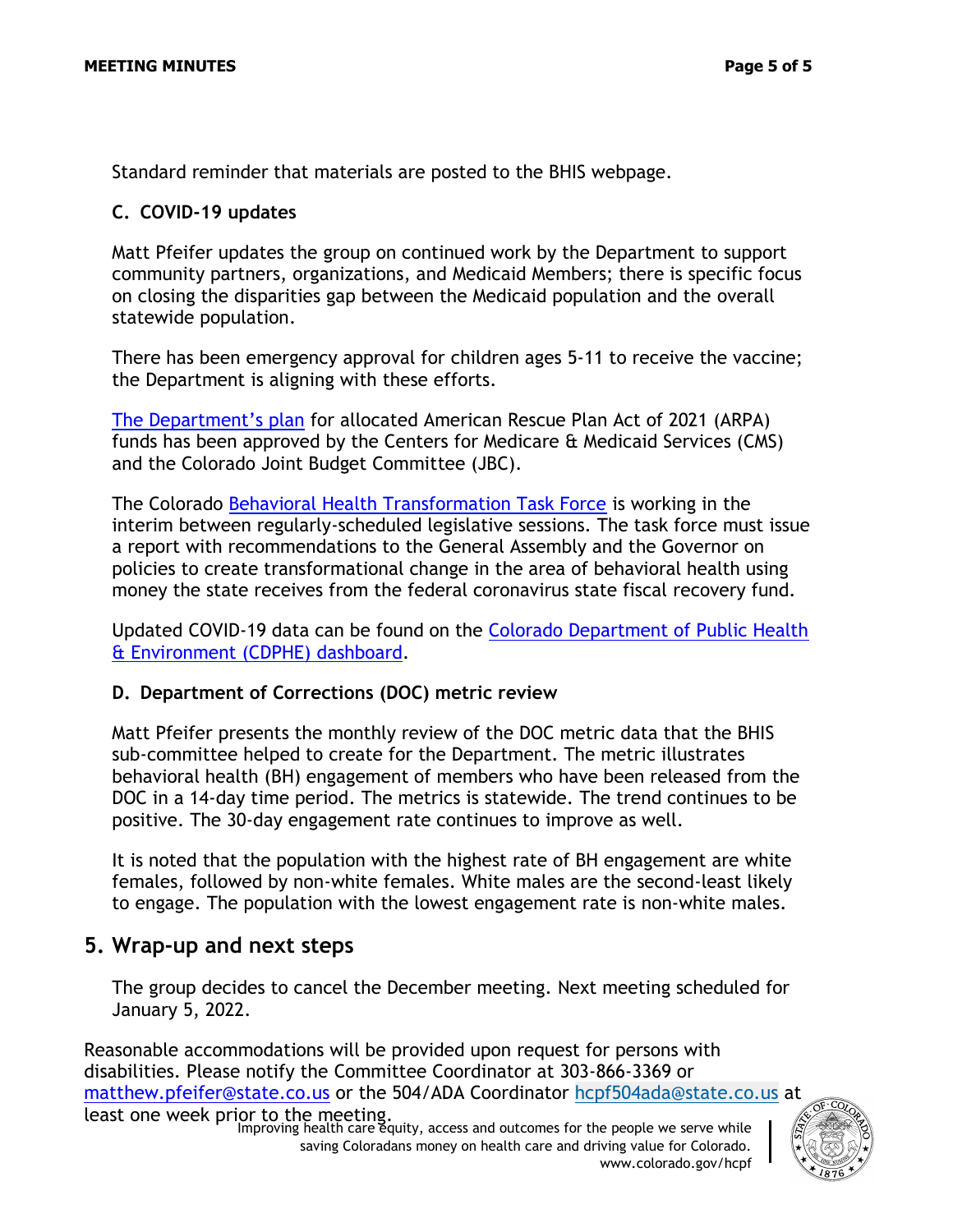Standard reminder that materials are posted to the BHIS webpage.

### C. COVID-19 updates

Matt Pfeifer updates the group on continued work by the Department to support community partners, organizations, and Medicaid Members; there is specific focus on closing the disparities gap between the Medicaid population and the overall statewide population.

There has been emergency approval for children ages 5-11 to receive the vaccine; the Department is aligning with these efforts.

The Department's plan for allocated American Rescue Plan Act of 2021 (ARPA) funds has been approved by the Centers for Medicare & Medicaid Services (CMS) and the Colorado Joint Budget Committee (JBC).

The Colorado Behavioral Health Transformation Task Force is working in the interim between regularly-scheduled legislative sessions. The task force must issue a report with recommendations to the General Assembly and the Governor on policies to create transformational change in the area of behavioral health using money the state receives from the federal coronavirus state fiscal recovery fund.

Updated COVID-19 data can be found on the Colorado Department of Public Health & Environment (CDPHE) dashboard.

### D. Department of Corrections (DOC) metric review

Matt Pfeifer presents the monthly review of the DOC metric data that the BHIS sub-committee helped to create for the Department. The metric illustrates behavioral health (BH) engagement of members who have been released from the DOC in a 14-day time period. The metrics is statewide. The trend continues to be positive. The 30-day engagement rate continues to improve as well.

It is noted that the population with the highest rate of BH engagement are white females, followed by non-white females. White males are the second-least likely to engage. The population with the lowest engagement rate is non-white males.

## 5. Wrap-up and next steps

The group decides to cancel the December meeting. Next meeting scheduled for January 5, 2022.

Reasonable accommodations will be provided upon request for persons with disabilities. Please notify the Committee Coordinator at 303-866-3369 or matthew.pfeifer@state.co.us or the 504/ADA Coordinator hcpf504ada@state.co.us at least one week prior to the meeting.